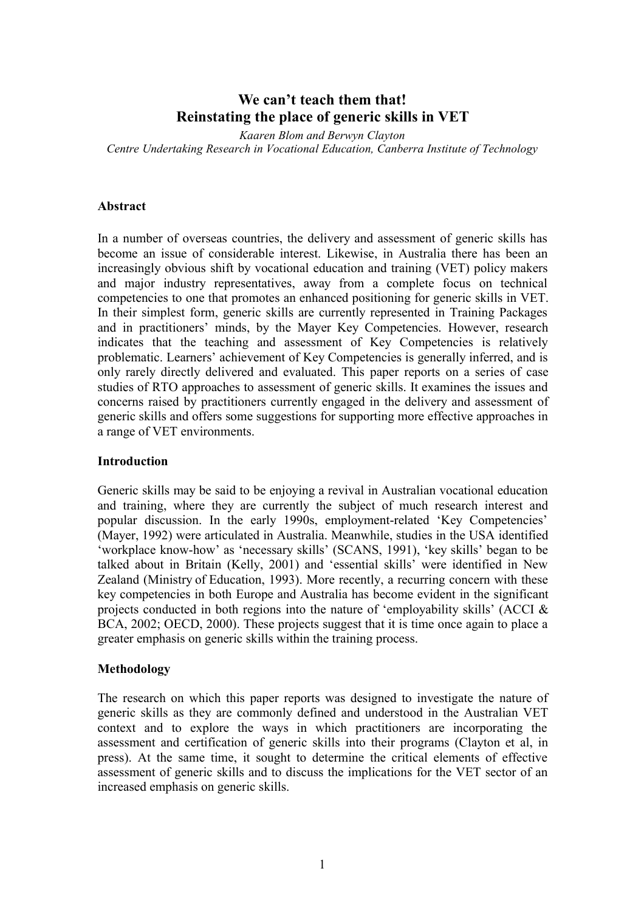# We can't teach them that!
# Reinstating the place of generic skills in VET

*Kaaren Blom and Berwyn Clayton*
*Centre Undertaking Research in Vocational Education, Canberra Institute of Technology*

## Abstract

In a number of overseas countries, the delivery and assessment of generic skills has become an issue of considerable interest. Likewise, in Australia there has been an increasingly obvious shift by vocational education and training (VET) policy makers and major industry representatives, away from a complete focus on technical competencies to one that promotes an enhanced positioning for generic skills in VET. In their simplest form, generic skills are currently represented in Training Packages and in practitioners' minds, by the Mayer Key Competencies. However, research indicates that the teaching and assessment of Key Competencies is relatively problematic. Learners' achievement of Key Competencies is generally inferred, and is only rarely directly delivered and evaluated. This paper reports on a series of case studies of RTO approaches to assessment of generic skills. It examines the issues and concerns raised by practitioners currently engaged in the delivery and assessment of generic skills and offers some suggestions for supporting more effective approaches in a range of VET environments.

## Introduction

Generic skills may be said to be enjoying a revival in Australian vocational education and training, where they are currently the subject of much research interest and popular discussion. In the early 1990s, employment-related 'Key Competencies' (Mayer, 1992) were articulated in Australia. Meanwhile, studies in the USA identified 'workplace know-how' as 'necessary skills' (SCANS, 1991), 'key skills' began to be talked about in Britain (Kelly, 2001) and 'essential skills' were identified in New Zealand (Ministry of Education, 1993). More recently, a recurring concern with these key competencies in both Europe and Australia has become evident in the significant projects conducted in both regions into the nature of 'employability skills' (ACCI & BCA, 2002; OECD, 2000). These projects suggest that it is time once again to place a greater emphasis on generic skills within the training process.

## Methodology

The research on which this paper reports was designed to investigate the nature of generic skills as they are commonly defined and understood in the Australian VET context and to explore the ways in which practitioners are incorporating the assessment and certification of generic skills into their programs (Clayton et al, in press). At the same time, it sought to determine the critical elements of effective assessment of generic skills and to discuss the implications for the VET sector of an increased emphasis on generic skills.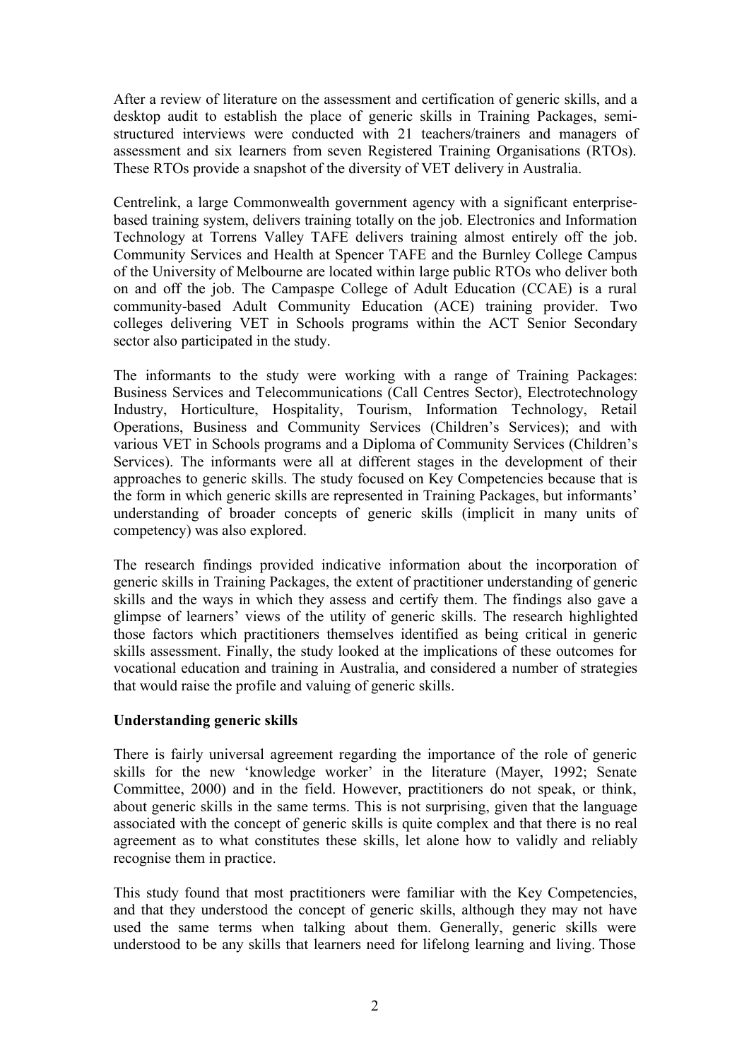After a review of literature on the assessment and certification of generic skills, and a desktop audit to establish the place of generic skills in Training Packages, semi-structured interviews were conducted with 21 teachers/trainers and managers of assessment and six learners from seven Registered Training Organisations (RTOs). These RTOs provide a snapshot of the diversity of VET delivery in Australia.

Centrelink, a large Commonwealth government agency with a significant enterprise-based training system, delivers training totally on the job. Electronics and Information Technology at Torrens Valley TAFE delivers training almost entirely off the job. Community Services and Health at Spencer TAFE and the Burnley College Campus of the University of Melbourne are located within large public RTOs who deliver both on and off the job. The Campaspe College of Adult Education (CCAE) is a rural community-based Adult Community Education (ACE) training provider. Two colleges delivering VET in Schools programs within the ACT Senior Secondary sector also participated in the study.

The informants to the study were working with a range of Training Packages: Business Services and Telecommunications (Call Centres Sector), Electrotechnology Industry, Horticulture, Hospitality, Tourism, Information Technology, Retail Operations, Business and Community Services (Children's Services); and with various VET in Schools programs and a Diploma of Community Services (Children's Services). The informants were all at different stages in the development of their approaches to generic skills. The study focused on Key Competencies because that is the form in which generic skills are represented in Training Packages, but informants' understanding of broader concepts of generic skills (implicit in many units of competency) was also explored.

The research findings provided indicative information about the incorporation of generic skills in Training Packages, the extent of practitioner understanding of generic skills and the ways in which they assess and certify them. The findings also gave a glimpse of learners' views of the utility of generic skills. The research highlighted those factors which practitioners themselves identified as being critical in generic skills assessment. Finally, the study looked at the implications of these outcomes for vocational education and training in Australia, and considered a number of strategies that would raise the profile and valuing of generic skills.

**Understanding generic skills**

There is fairly universal agreement regarding the importance of the role of generic skills for the new 'knowledge worker' in the literature (Mayer, 1992; Senate Committee, 2000) and in the field. However, practitioners do not speak, or think, about generic skills in the same terms. This is not surprising, given that the language associated with the concept of generic skills is quite complex and that there is no real agreement as to what constitutes these skills, let alone how to validly and reliably recognise them in practice.

This study found that most practitioners were familiar with the Key Competencies, and that they understood the concept of generic skills, although they may not have used the same terms when talking about them. Generally, generic skills were understood to be any skills that learners need for lifelong learning and living. Those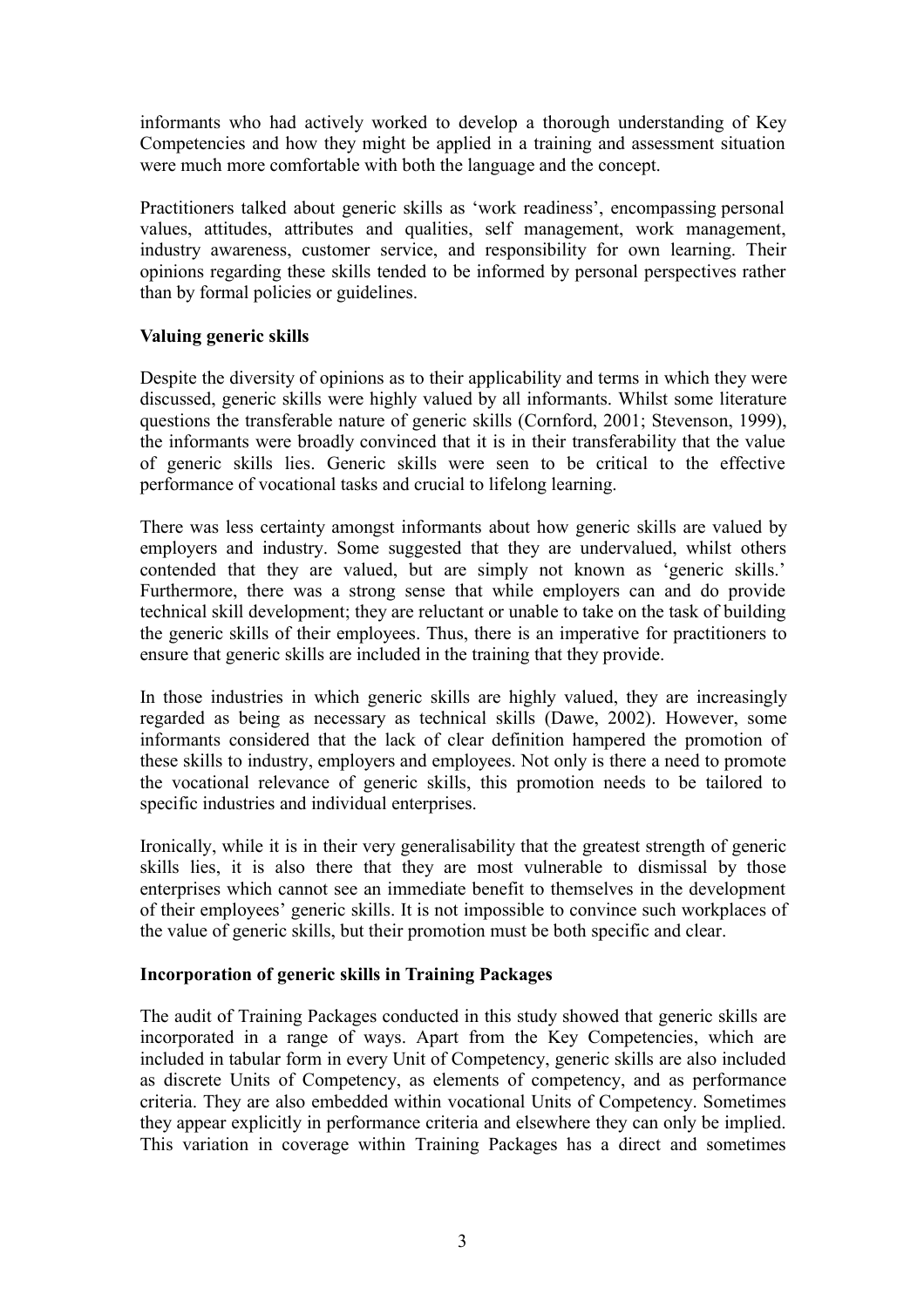informants who had actively worked to develop a thorough understanding of Key Competencies and how they might be applied in a training and assessment situation were much more comfortable with both the language and the concept.

Practitioners talked about generic skills as 'work readiness', encompassing personal values, attitudes, attributes and qualities, self management, work management, industry awareness, customer service, and responsibility for own learning. Their opinions regarding these skills tended to be informed by personal perspectives rather than by formal policies or guidelines.

**Valuing generic skills**

Despite the diversity of opinions as to their applicability and terms in which they were discussed, generic skills were highly valued by all informants. Whilst some literature questions the transferable nature of generic skills (Cornford, 2001; Stevenson, 1999), the informants were broadly convinced that it is in their transferability that the value of generic skills lies. Generic skills were seen to be critical to the effective performance of vocational tasks and crucial to lifelong learning.

There was less certainty amongst informants about how generic skills are valued by employers and industry. Some suggested that they are undervalued, whilst others contended that they are valued, but are simply not known as 'generic skills.' Furthermore, there was a strong sense that while employers can and do provide technical skill development; they are reluctant or unable to take on the task of building the generic skills of their employees. Thus, there is an imperative for practitioners to ensure that generic skills are included in the training that they provide.

In those industries in which generic skills are highly valued, they are increasingly regarded as being as necessary as technical skills (Dawe, 2002). However, some informants considered that the lack of clear definition hampered the promotion of these skills to industry, employers and employees. Not only is there a need to promote the vocational relevance of generic skills, this promotion needs to be tailored to specific industries and individual enterprises.

Ironically, while it is in their very generalisability that the greatest strength of generic skills lies, it is also there that they are most vulnerable to dismissal by those enterprises which cannot see an immediate benefit to themselves in the development of their employees' generic skills. It is not impossible to convince such workplaces of the value of generic skills, but their promotion must be both specific and clear.

**Incorporation of generic skills in Training Packages**

The audit of Training Packages conducted in this study showed that generic skills are incorporated in a range of ways. Apart from the Key Competencies, which are included in tabular form in every Unit of Competency, generic skills are also included as discrete Units of Competency, as elements of competency, and as performance criteria. They are also embedded within vocational Units of Competency. Sometimes they appear explicitly in performance criteria and elsewhere they can only be implied. This variation in coverage within Training Packages has a direct and sometimes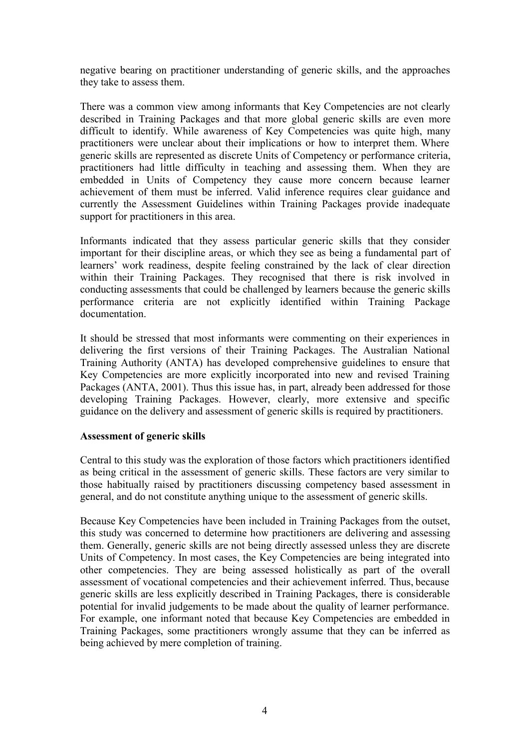negative bearing on practitioner understanding of generic skills, and the approaches they take to assess them.

There was a common view among informants that Key Competencies are not clearly described in Training Packages and that more global generic skills are even more difficult to identify. While awareness of Key Competencies was quite high, many practitioners were unclear about their implications or how to interpret them. Where generic skills are represented as discrete Units of Competency or performance criteria, practitioners had little difficulty in teaching and assessing them. When they are embedded in Units of Competency they cause more concern because learner achievement of them must be inferred. Valid inference requires clear guidance and currently the Assessment Guidelines within Training Packages provide inadequate support for practitioners in this area.

Informants indicated that they assess particular generic skills that they consider important for their discipline areas, or which they see as being a fundamental part of learners' work readiness, despite feeling constrained by the lack of clear direction within their Training Packages. They recognised that there is risk involved in conducting assessments that could be challenged by learners because the generic skills performance criteria are not explicitly identified within Training Package documentation.

It should be stressed that most informants were commenting on their experiences in delivering the first versions of their Training Packages. The Australian National Training Authority (ANTA) has developed comprehensive guidelines to ensure that Key Competencies are more explicitly incorporated into new and revised Training Packages (ANTA, 2001). Thus this issue has, in part, already been addressed for those developing Training Packages. However, clearly, more extensive and specific guidance on the delivery and assessment of generic skills is required by practitioners.

**Assessment of generic skills**

Central to this study was the exploration of those factors which practitioners identified as being critical in the assessment of generic skills. These factors are very similar to those habitually raised by practitioners discussing competency based assessment in general, and do not constitute anything unique to the assessment of generic skills.

Because Key Competencies have been included in Training Packages from the outset, this study was concerned to determine how practitioners are delivering and assessing them. Generally, generic skills are not being directly assessed unless they are discrete Units of Competency. In most cases, the Key Competencies are being integrated into other competencies. They are being assessed holistically as part of the overall assessment of vocational competencies and their achievement inferred. Thus, because generic skills are less explicitly described in Training Packages, there is considerable potential for invalid judgements to be made about the quality of learner performance. For example, one informant noted that because Key Competencies are embedded in Training Packages, some practitioners wrongly assume that they can be inferred as being achieved by mere completion of training.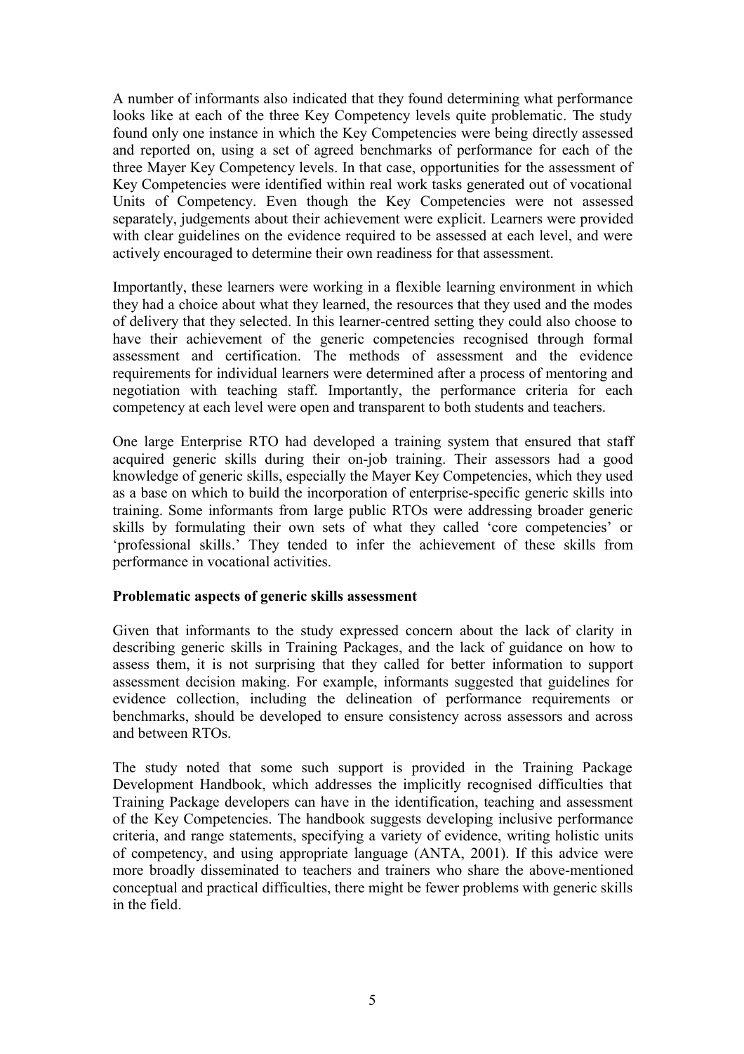A number of informants also indicated that they found determining what performance looks like at each of the three Key Competency levels quite problematic. The study found only one instance in which the Key Competencies were being directly assessed and reported on, using a set of agreed benchmarks of performance for each of the three Mayer Key Competency levels. In that case, opportunities for the assessment of Key Competencies were identified within real work tasks generated out of vocational Units of Competency. Even though the Key Competencies were not assessed separately, judgements about their achievement were explicit. Learners were provided with clear guidelines on the evidence required to be assessed at each level, and were actively encouraged to determine their own readiness for that assessment.

Importantly, these learners were working in a flexible learning environment in which they had a choice about what they learned, the resources that they used and the modes of delivery that they selected. In this learner-centred setting they could also choose to have their achievement of the generic competencies recognised through formal assessment and certification. The methods of assessment and the evidence requirements for individual learners were determined after a process of mentoring and negotiation with teaching staff. Importantly, the performance criteria for each competency at each level were open and transparent to both students and teachers.

One large Enterprise RTO had developed a training system that ensured that staff acquired generic skills during their on-job training. Their assessors had a good knowledge of generic skills, especially the Mayer Key Competencies, which they used as a base on which to build the incorporation of enterprise-specific generic skills into training. Some informants from large public RTOs were addressing broader generic skills by formulating their own sets of what they called 'core competencies' or 'professional skills.' They tended to infer the achievement of these skills from performance in vocational activities.

**Problematic aspects of generic skills assessment**

Given that informants to the study expressed concern about the lack of clarity in describing generic skills in Training Packages, and the lack of guidance on how to assess them, it is not surprising that they called for better information to support assessment decision making. For example, informants suggested that guidelines for evidence collection, including the delineation of performance requirements or benchmarks, should be developed to ensure consistency across assessors and across and between RTOs.

The study noted that some such support is provided in the Training Package Development Handbook, which addresses the implicitly recognised difficulties that Training Package developers can have in the identification, teaching and assessment of the Key Competencies. The handbook suggests developing inclusive performance criteria, and range statements, specifying a variety of evidence, writing holistic units of competency, and using appropriate language (ANTA, 2001). If this advice were more broadly disseminated to teachers and trainers who share the above-mentioned conceptual and practical difficulties, there might be fewer problems with generic skills in the field.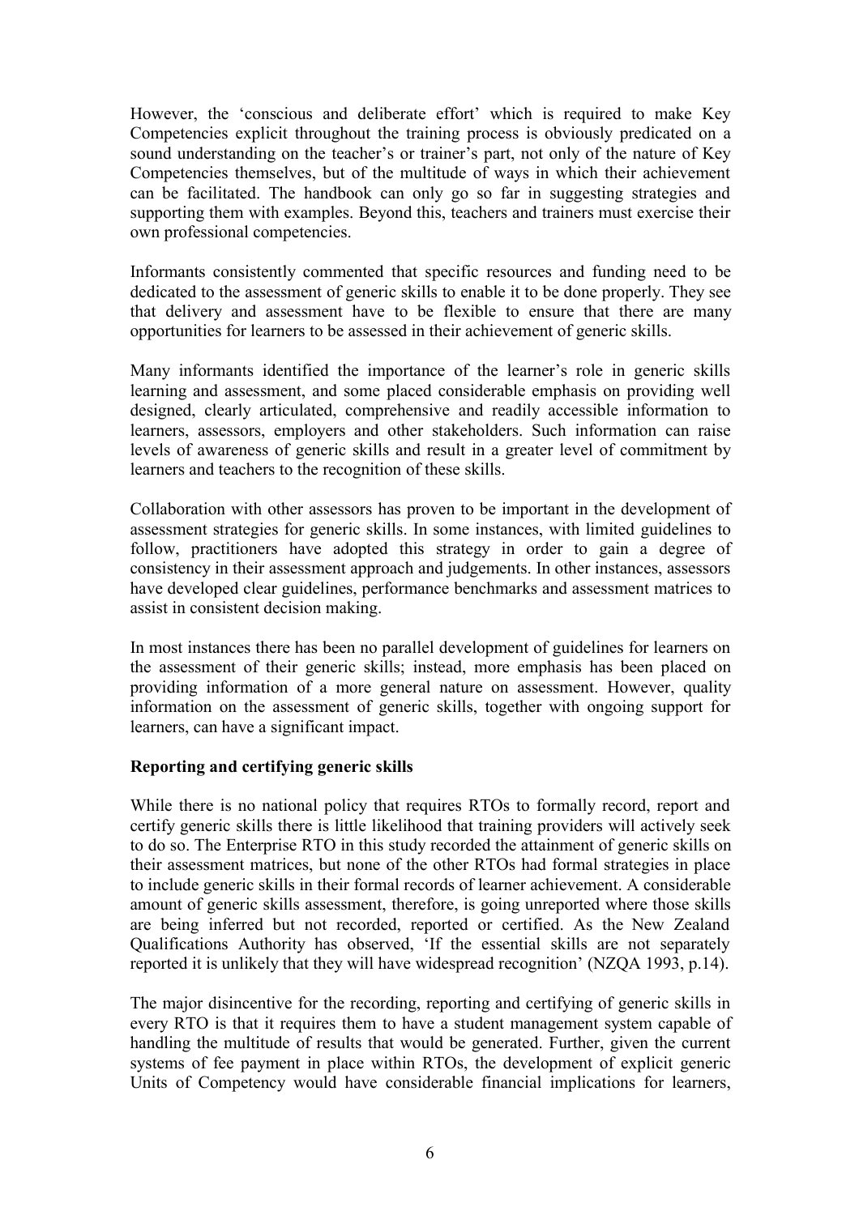However, the 'conscious and deliberate effort' which is required to make Key Competencies explicit throughout the training process is obviously predicated on a sound understanding on the teacher's or trainer's part, not only of the nature of Key Competencies themselves, but of the multitude of ways in which their achievement can be facilitated. The handbook can only go so far in suggesting strategies and supporting them with examples. Beyond this, teachers and trainers must exercise their own professional competencies.

Informants consistently commented that specific resources and funding need to be dedicated to the assessment of generic skills to enable it to be done properly. They see that delivery and assessment have to be flexible to ensure that there are many opportunities for learners to be assessed in their achievement of generic skills.

Many informants identified the importance of the learner's role in generic skills learning and assessment, and some placed considerable emphasis on providing well designed, clearly articulated, comprehensive and readily accessible information to learners, assessors, employers and other stakeholders. Such information can raise levels of awareness of generic skills and result in a greater level of commitment by learners and teachers to the recognition of these skills.

Collaboration with other assessors has proven to be important in the development of assessment strategies for generic skills. In some instances, with limited guidelines to follow, practitioners have adopted this strategy in order to gain a degree of consistency in their assessment approach and judgements. In other instances, assessors have developed clear guidelines, performance benchmarks and assessment matrices to assist in consistent decision making.

In most instances there has been no parallel development of guidelines for learners on the assessment of their generic skills; instead, more emphasis has been placed on providing information of a more general nature on assessment. However, quality information on the assessment of generic skills, together with ongoing support for learners, can have a significant impact.

**Reporting and certifying generic skills**

While there is no national policy that requires RTOs to formally record, report and certify generic skills there is little likelihood that training providers will actively seek to do so. The Enterprise RTO in this study recorded the attainment of generic skills on their assessment matrices, but none of the other RTOs had formal strategies in place to include generic skills in their formal records of learner achievement. A considerable amount of generic skills assessment, therefore, is going unreported where those skills are being inferred but not recorded, reported or certified. As the New Zealand Qualifications Authority has observed, 'If the essential skills are not separately reported it is unlikely that they will have widespread recognition' (NZQA 1993, p.14).

The major disincentive for the recording, reporting and certifying of generic skills in every RTO is that it requires them to have a student management system capable of handling the multitude of results that would be generated. Further, given the current systems of fee payment in place within RTOs, the development of explicit generic Units of Competency would have considerable financial implications for learners,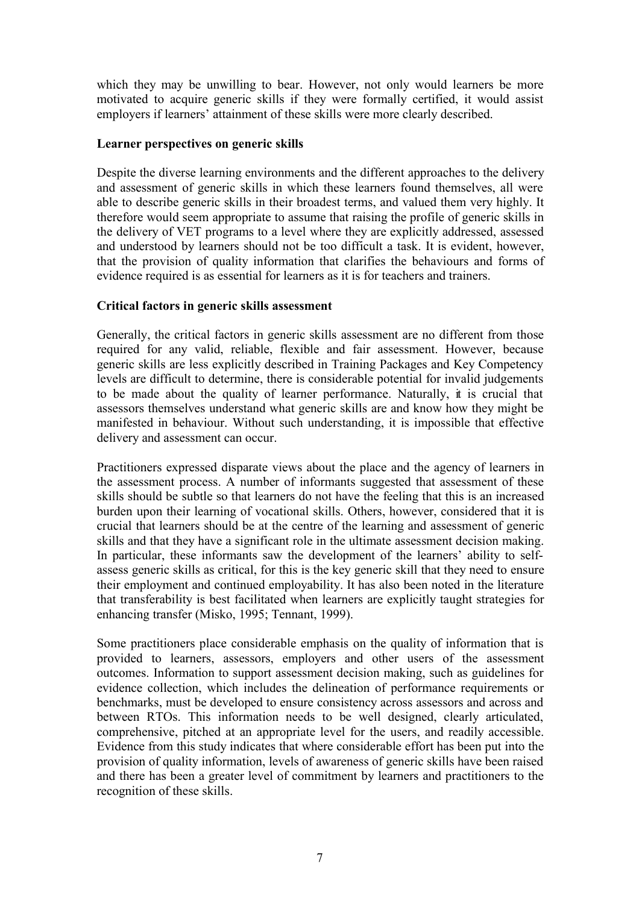which they may be unwilling to bear. However, not only would learners be more motivated to acquire generic skills if they were formally certified, it would assist employers if learners' attainment of these skills were more clearly described.

**Learner perspectives on generic skills**

Despite the diverse learning environments and the different approaches to the delivery and assessment of generic skills in which these learners found themselves, all were able to describe generic skills in their broadest terms, and valued them very highly. It therefore would seem appropriate to assume that raising the profile of generic skills in the delivery of VET programs to a level where they are explicitly addressed, assessed and understood by learners should not be too difficult a task. It is evident, however, that the provision of quality information that clarifies the behaviours and forms of evidence required is as essential for learners as it is for teachers and trainers.

**Critical factors in generic skills assessment**

Generally, the critical factors in generic skills assessment are no different from those required for any valid, reliable, flexible and fair assessment. However, because generic skills are less explicitly described in Training Packages and Key Competency levels are difficult to determine, there is considerable potential for invalid judgements to be made about the quality of learner performance. Naturally, it is crucial that assessors themselves understand what generic skills are and know how they might be manifested in behaviour. Without such understanding, it is impossible that effective delivery and assessment can occur.

Practitioners expressed disparate views about the place and the agency of learners in the assessment process. A number of informants suggested that assessment of these skills should be subtle so that learners do not have the feeling that this is an increased burden upon their learning of vocational skills. Others, however, considered that it is crucial that learners should be at the centre of the learning and assessment of generic skills and that they have a significant role in the ultimate assessment decision making. In particular, these informants saw the development of the learners' ability to self-assess generic skills as critical, for this is the key generic skill that they need to ensure their employment and continued employability. It has also been noted in the literature that transferability is best facilitated when learners are explicitly taught strategies for enhancing transfer (Misko, 1995; Tennant, 1999).

Some practitioners place considerable emphasis on the quality of information that is provided to learners, assessors, employers and other users of the assessment outcomes. Information to support assessment decision making, such as guidelines for evidence collection, which includes the delineation of performance requirements or benchmarks, must be developed to ensure consistency across assessors and across and between RTOs. This information needs to be well designed, clearly articulated, comprehensive, pitched at an appropriate level for the users, and readily accessible. Evidence from this study indicates that where considerable effort has been put into the provision of quality information, levels of awareness of generic skills have been raised and there has been a greater level of commitment by learners and practitioners to the recognition of these skills.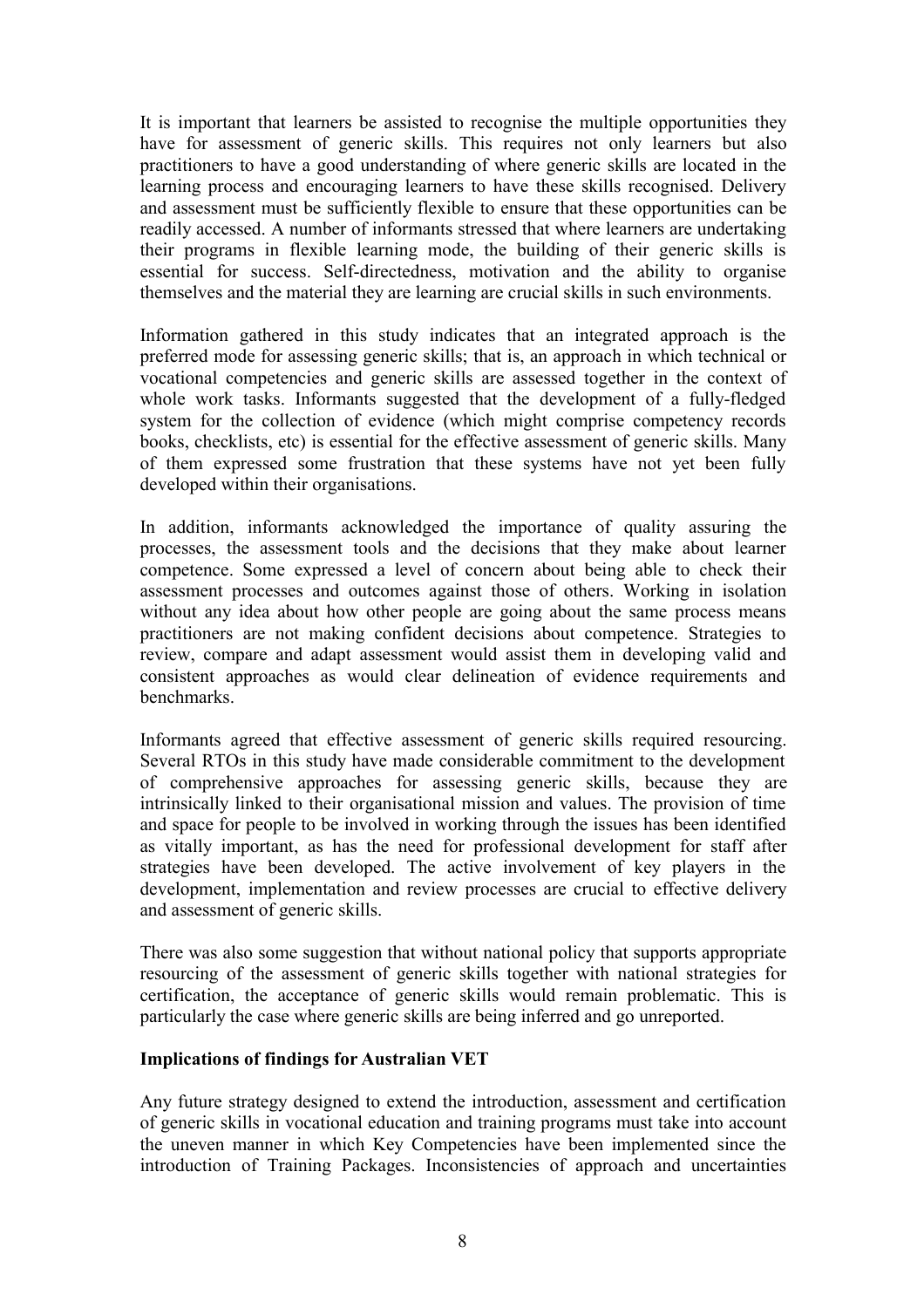It is important that learners be assisted to recognise the multiple opportunities they have for assessment of generic skills. This requires not only learners but also practitioners to have a good understanding of where generic skills are located in the learning process and encouraging learners to have these skills recognised. Delivery and assessment must be sufficiently flexible to ensure that these opportunities can be readily accessed. A number of informants stressed that where learners are undertaking their programs in flexible learning mode, the building of their generic skills is essential for success. Self-directedness, motivation and the ability to organise themselves and the material they are learning are crucial skills in such environments.

Information gathered in this study indicates that an integrated approach is the preferred mode for assessing generic skills; that is, an approach in which technical or vocational competencies and generic skills are assessed together in the context of whole work tasks. Informants suggested that the development of a fully-fledged system for the collection of evidence (which might comprise competency records books, checklists, etc) is essential for the effective assessment of generic skills. Many of them expressed some frustration that these systems have not yet been fully developed within their organisations.

In addition, informants acknowledged the importance of quality assuring the processes, the assessment tools and the decisions that they make about learner competence. Some expressed a level of concern about being able to check their assessment processes and outcomes against those of others. Working in isolation without any idea about how other people are going about the same process means practitioners are not making confident decisions about competence. Strategies to review, compare and adapt assessment would assist them in developing valid and consistent approaches as would clear delineation of evidence requirements and benchmarks.

Informants agreed that effective assessment of generic skills required resourcing. Several RTOs in this study have made considerable commitment to the development of comprehensive approaches for assessing generic skills, because they are intrinsically linked to their organisational mission and values. The provision of time and space for people to be involved in working through the issues has been identified as vitally important, as has the need for professional development for staff after strategies have been developed. The active involvement of key players in the development, implementation and review processes are crucial to effective delivery and assessment of generic skills.

There was also some suggestion that without national policy that supports appropriate resourcing of the assessment of generic skills together with national strategies for certification, the acceptance of generic skills would remain problematic. This is particularly the case where generic skills are being inferred and go unreported.

**Implications of findings for Australian VET**

Any future strategy designed to extend the introduction, assessment and certification of generic skills in vocational education and training programs must take into account the uneven manner in which Key Competencies have been implemented since the introduction of Training Packages. Inconsistencies of approach and uncertainties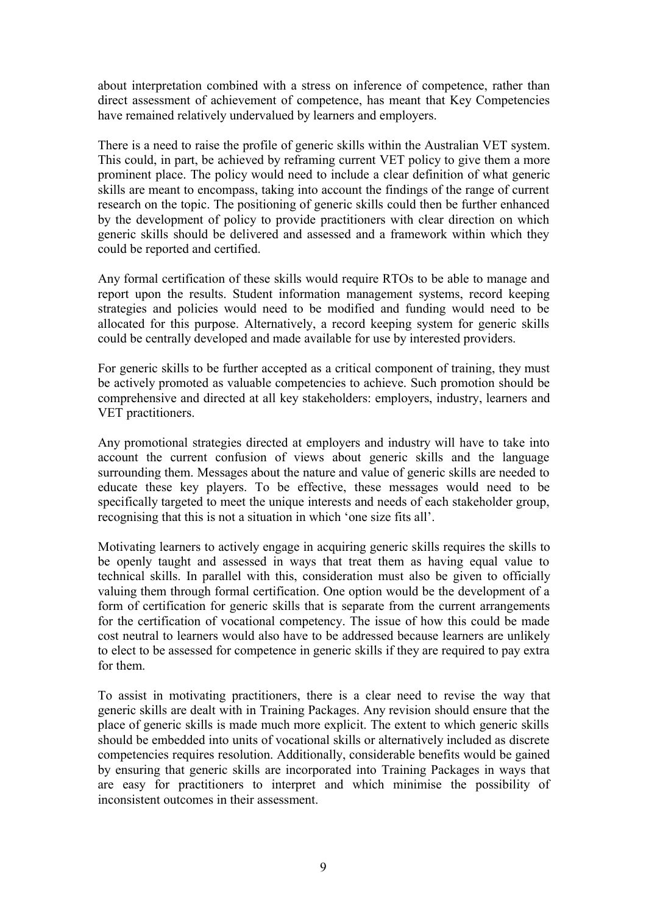about interpretation combined with a stress on inference of competence, rather than direct assessment of achievement of competence, has meant that Key Competencies have remained relatively undervalued by learners and employers.

There is a need to raise the profile of generic skills within the Australian VET system. This could, in part, be achieved by reframing current VET policy to give them a more prominent place. The policy would need to include a clear definition of what generic skills are meant to encompass, taking into account the findings of the range of current research on the topic. The positioning of generic skills could then be further enhanced by the development of policy to provide practitioners with clear direction on which generic skills should be delivered and assessed and a framework within which they could be reported and certified.

Any formal certification of these skills would require RTOs to be able to manage and report upon the results. Student information management systems, record keeping strategies and policies would need to be modified and funding would need to be allocated for this purpose. Alternatively, a record keeping system for generic skills could be centrally developed and made available for use by interested providers.

For generic skills to be further accepted as a critical component of training, they must be actively promoted as valuable competencies to achieve. Such promotion should be comprehensive and directed at all key stakeholders: employers, industry, learners and VET practitioners.

Any promotional strategies directed at employers and industry will have to take into account the current confusion of views about generic skills and the language surrounding them. Messages about the nature and value of generic skills are needed to educate these key players. To be effective, these messages would need to be specifically targeted to meet the unique interests and needs of each stakeholder group, recognising that this is not a situation in which 'one size fits all'.

Motivating learners to actively engage in acquiring generic skills requires the skills to be openly taught and assessed in ways that treat them as having equal value to technical skills. In parallel with this, consideration must also be given to officially valuing them through formal certification. One option would be the development of a form of certification for generic skills that is separate from the current arrangements for the certification of vocational competency. The issue of how this could be made cost neutral to learners would also have to be addressed because learners are unlikely to elect to be assessed for competence in generic skills if they are required to pay extra for them.

To assist in motivating practitioners, there is a clear need to revise the way that generic skills are dealt with in Training Packages. Any revision should ensure that the place of generic skills is made much more explicit. The extent to which generic skills should be embedded into units of vocational skills or alternatively included as discrete competencies requires resolution. Additionally, considerable benefits would be gained by ensuring that generic skills are incorporated into Training Packages in ways that are easy for practitioners to interpret and which minimise the possibility of inconsistent outcomes in their assessment.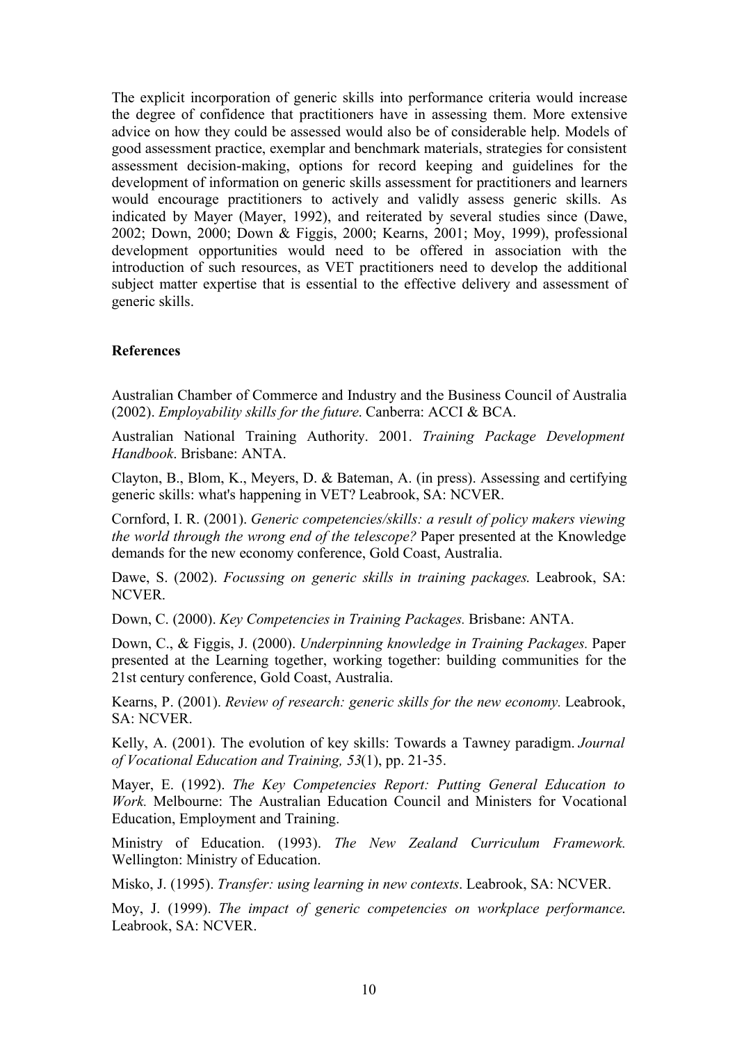The explicit incorporation of generic skills into performance criteria would increase the degree of confidence that practitioners have in assessing them. More extensive advice on how they could be assessed would also be of considerable help. Models of good assessment practice, exemplar and benchmark materials, strategies for consistent assessment decision-making, options for record keeping and guidelines for the development of information on generic skills assessment for practitioners and learners would encourage practitioners to actively and validly assess generic skills. As indicated by Mayer (Mayer, 1992), and reiterated by several studies since (Dawe, 2002; Down, 2000; Down & Figgis, 2000; Kearns, 2001; Moy, 1999), professional development opportunities would need to be offered in association with the introduction of such resources, as VET practitioners need to develop the additional subject matter expertise that is essential to the effective delivery and assessment of generic skills.

**References**

Australian Chamber of Commerce and Industry and the Business Council of Australia (2002). *Employability skills for the future*. Canberra: ACCI & BCA.

Australian National Training Authority. 2001. *Training Package Development Handbook*. Brisbane: ANTA.

Clayton, B., Blom, K., Meyers, D. & Bateman, A. (in press). Assessing and certifying generic skills: what's happening in VET? Leabrook, SA: NCVER.

Cornford, I. R. (2001). *Generic competencies/skills: a result of policy makers viewing the world through the wrong end of the telescope?* Paper presented at the Knowledge demands for the new economy conference, Gold Coast, Australia.

Dawe, S. (2002). *Focussing on generic skills in training packages.* Leabrook, SA: NCVER.

Down, C. (2000). *Key Competencies in Training Packages.* Brisbane: ANTA.

Down, C., & Figgis, J. (2000). *Underpinning knowledge in Training Packages.* Paper presented at the Learning together, working together: building communities for the 21st century conference, Gold Coast, Australia.

Kearns, P. (2001). *Review of research: generic skills for the new economy.* Leabrook, SA: NCVER.

Kelly, A. (2001). The evolution of key skills: Towards a Tawney paradigm. *Journal of Vocational Education and Training, 53*(1), pp. 21-35.

Mayer, E. (1992). *The Key Competencies Report: Putting General Education to Work.* Melbourne: The Australian Education Council and Ministers for Vocational Education, Employment and Training.

Ministry of Education. (1993). *The New Zealand Curriculum Framework.* Wellington: Ministry of Education.

Misko, J. (1995). *Transfer: using learning in new contexts*. Leabrook, SA: NCVER.

Moy, J. (1999). *The impact of generic competencies on workplace performance.* Leabrook, SA: NCVER.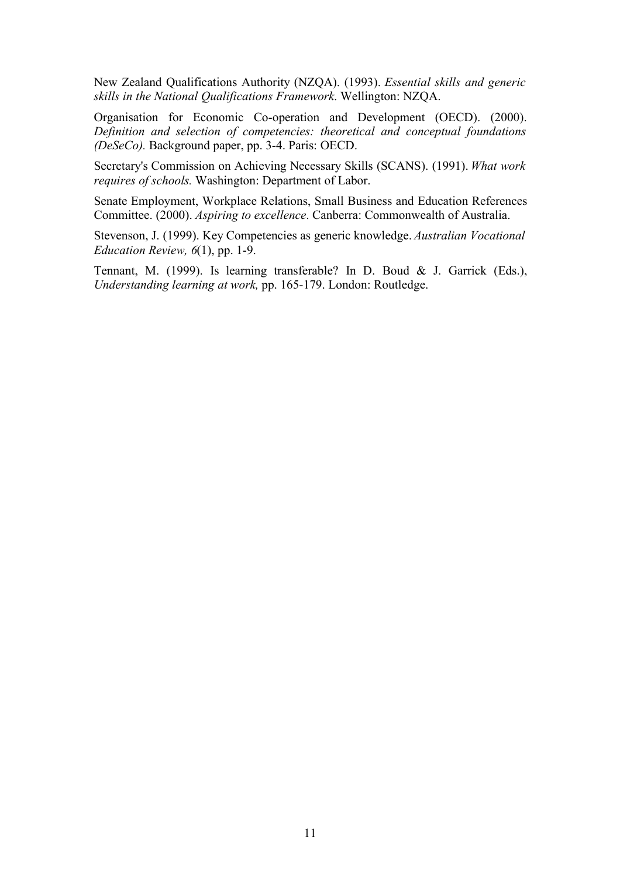New Zealand Qualifications Authority (NZQA). (1993). *Essential skills and generic skills in the National Qualifications Framework*. Wellington: NZQA.

Organisation for Economic Co-operation and Development (OECD). (2000). *Definition and selection of competencies: theoretical and conceptual foundations (DeSeCo).* Background paper, pp. 3-4. Paris: OECD.

Secretary's Commission on Achieving Necessary Skills (SCANS). (1991). *What work requires of schools.* Washington: Department of Labor.

Senate Employment, Workplace Relations, Small Business and Education References Committee. (2000). *Aspiring to excellence*. Canberra: Commonwealth of Australia.

Stevenson, J. (1999). Key Competencies as generic knowledge. *Australian Vocational Education Review, 6*(1), pp. 1-9.

Tennant, M. (1999). Is learning transferable? In D. Boud & J. Garrick (Eds.), *Understanding learning at work,* pp. 165-179. London: Routledge.